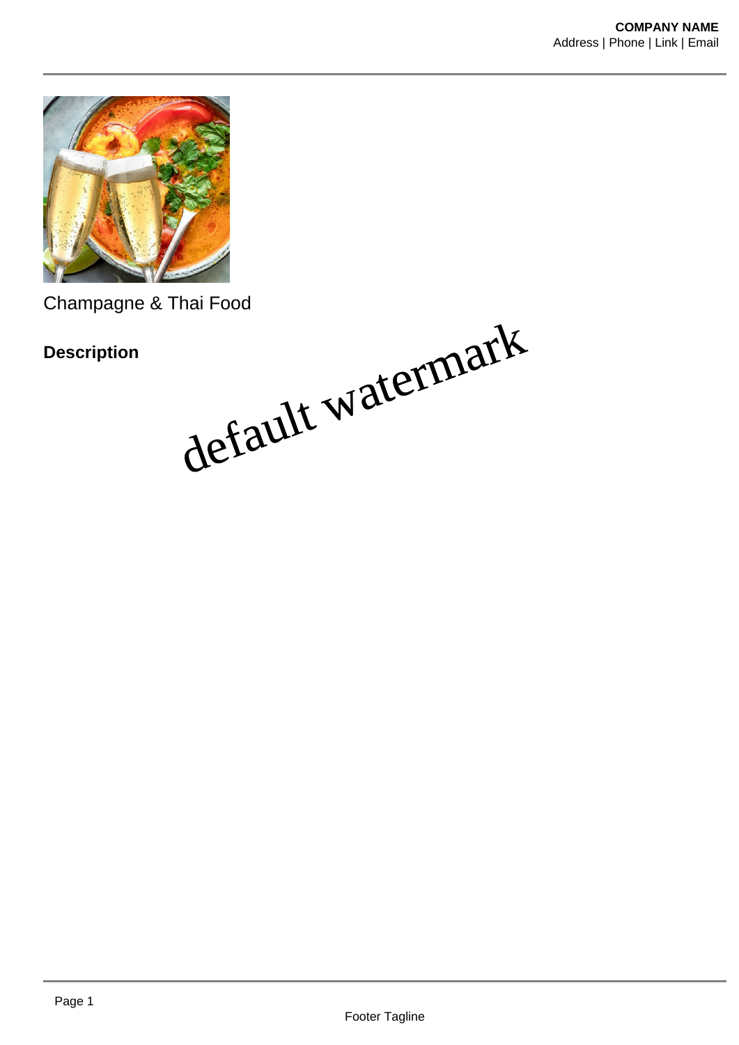Champagne & Thai Food

**Description**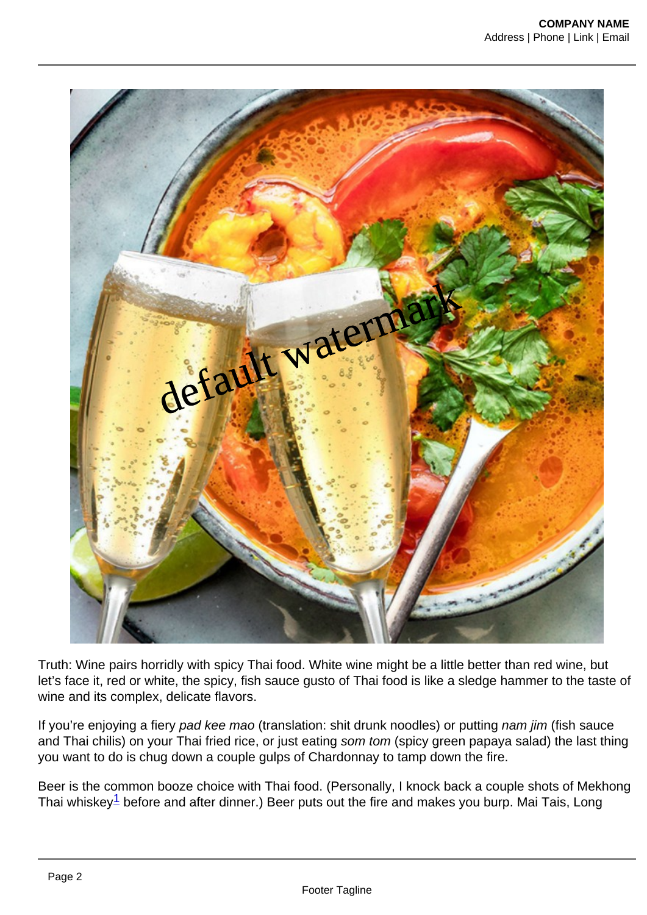Truth: Wine pairs horridly with spicy Thai food. White wine might be a little better than red wine, but let's face it, red or white, the spicy, fish sauce gusto of Thai food is like a sledge hammer to the taste of wine and its complex, delicate flavors.

If you're enjoying a fiery *pad kee mao* (translation: shit drunk noodles) or putting *nam jim* (fish sauce and Thai chilis) on your Thai fried rice, or just eating *som tom* (spicy green papaya salad) the last thing you want to do is chug down a couple gulps of Chardonnay to tamp down the fire.

Beer is the common booze choice with Thai food. (Personally, I knock back a couple shots of Mekhong Thai whiskey[1] before and after dinner.) Beer puts out the fire and makes you burp. Mai Tais, Long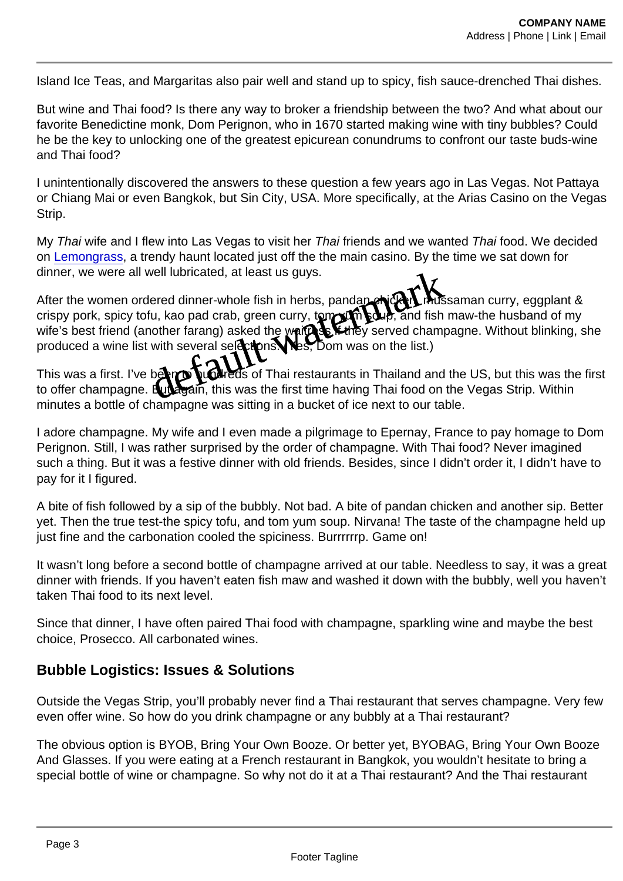Island Ice Teas, and Margaritas also pair well and stand up to spicy, fish sauce-drenched Thai dishes.

But wine and Thai food? Is there any way to broker a friendship between the two? And what about our favorite Benedictine monk, Dom Perignon, who in 1670 started making wine with tiny bubbles? Could he be the key to unlocking one of the greatest epicurean conundrums to confront our taste buds-wine and Thai food?

I unintentionally discovered the answers to these question a few years ago in Las Vegas. Not Pattaya or Chiang Mai or even Bangkok, but Sin City, USA. More specifically, at the Arias Casino on the Vegas Strip.

My *Thai* wife and I flew into Las Vegas to visit her *Thai* friends and we wanted *Thai* food. We decided on [Lemongrass](), a trendy haunt located just off the the main casino. By the time we sat down for dinner, we were all well lubricated, at least us guys.

After the women ordered dinner-whole fish in herbs, pandan chicken, mussaman curry, eggplant & crispy pork, spicy tofu, kao pad crab, green curry, tom yum soup, and fish maw-the husband of my wife's best friend (another farang) asked the waitress if they served champagne. Without blinking, she produced a wine list with several selections. (Yes, Dom was on the list.)

This was a first. I've been to hundreds of Thai restaurants in Thailand and the US, but this was the first to offer champagne. But again, this was the first time having Thai food on the Vegas Strip. Within minutes a bottle of champagne was sitting in a bucket of ice next to our table.

I adore champagne. My wife and I even made a pilgrimage to Epernay, France to pay homage to Dom Perignon. Still, I was rather surprised by the order of champagne. With Thai food? Never imagined such a thing. But it was a festive dinner with old friends. Besides, since I didn't order it, I didn't have to pay for it I figured.

A bite of fish followed by a sip of the bubbly. Not bad. A bite of pandan chicken and another sip. Better yet. Then the true test-the spicy tofu, and tom yum soup. Nirvana! The taste of the champagne held up just fine and the carbonation cooled the spiciness. Burrrrrrp. Game on!

It wasn't long before a second bottle of champagne arrived at our table. Needless to say, it was a great dinner with friends. If you haven't eaten fish maw and washed it down with the bubbly, well you haven't taken Thai food to its next level.

Since that dinner, I have often paired Thai food with champagne, sparkling wine and maybe the best choice, Prosecco. All carbonated wines.

## Bubble Logistics: Issues & Solutions

Outside the Vegas Strip, you'll probably never find a Thai restaurant that serves champagne. Very few even offer wine. So how do you drink champagne or any bubbly at a Thai restaurant?

The obvious option is BYOB, Bring Your Own Booze. Or better yet, BYOBAG, Bring Your Own Booze And Glasses. If you were eating at a French restaurant in Bangkok, you wouldn't hesitate to bring a special bottle of wine or champagne. So why not do it at a Thai restaurant? And the Thai restaurant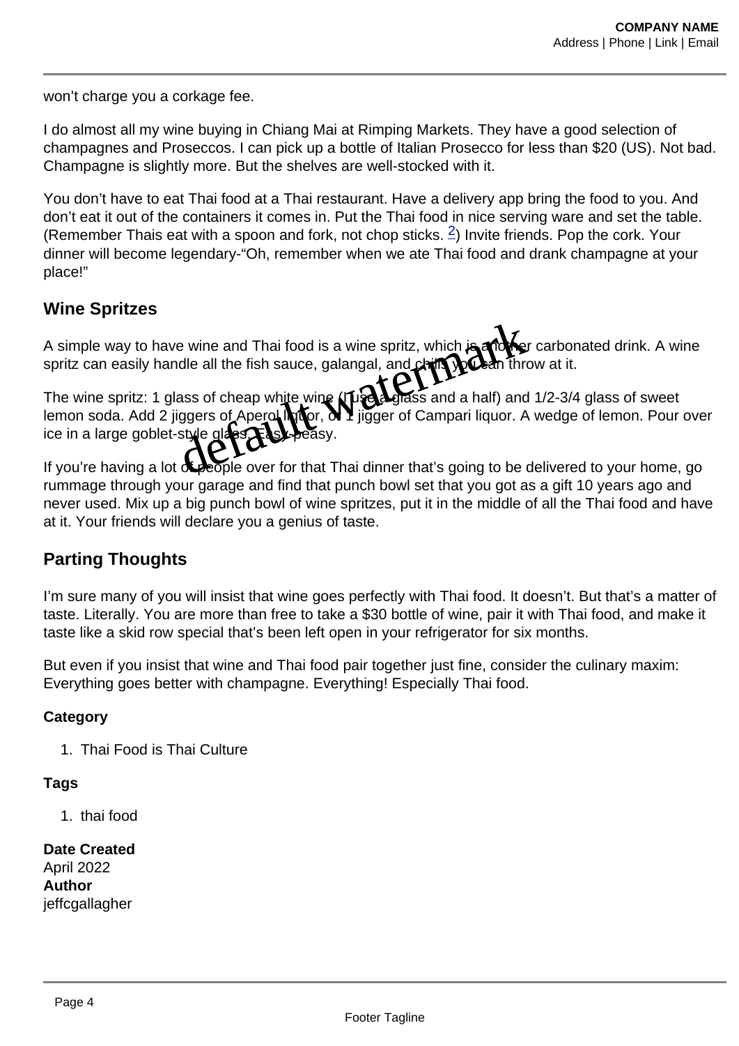won't charge you a corkage fee.

I do almost all my wine buying in Chiang Mai at Rimping Markets. They have a good selection of champagnes and Proseccos. I can pick up a bottle of Italian Prosecco for less than $20 (US). Not bad. Champagne is slightly more. But the shelves are well-stocked with it.

You don't have to eat Thai food at a Thai restaurant. Have a delivery app bring the food to you. And don't eat it out of the containers it comes in. Put the Thai food in nice serving ware and set the table. (Remember Thais eat with a spoon and fork, not chop sticks. [2]) Invite friends. Pop the cork. Your dinner will become legendary-"Oh, remember when we ate Thai food and drank champagne at your place!"

## Wine Spritzes

A simple way to have wine and Thai food is a wine spritz, which is another carbonated drink. A wine spritz can easily handle all the fish sauce, galangal, and chilis you can throw at it.

The wine spritz: 1 glass of cheap white wine (I use a glass and a half) and 1/2-3/4 glass of sweet lemon soda. Add 2 jiggers of Aperol liquor, or 1 jigger of Campari liquor. A wedge of lemon. Pour over ice in a large goblet-style glass. Easy-peasy.

If you're having a lot of people over for that Thai dinner that's going to be delivered to your home, go rummage through your garage and find that punch bowl set that you got as a gift 10 years ago and never used. Mix up a big punch bowl of wine spritzes, put it in the middle of all the Thai food and have at it. Your friends will declare you a genius of taste.

## Parting Thoughts

I'm sure many of you will insist that wine goes perfectly with Thai food. It doesn't. But that's a matter of taste. Literally. You are more than free to take a $30 bottle of wine, pair it with Thai food, and make it taste like a skid row special that's been left open in your refrigerator for six months.

But even if you insist that wine and Thai food pair together just fine, consider the culinary maxim: Everything goes better with champagne. Everything! Especially Thai food.

**Category**

1. Thai Food is Thai Culture

**Tags**

1. thai food

**Date Created**
April 2022
**Author**
jeffcgallagher